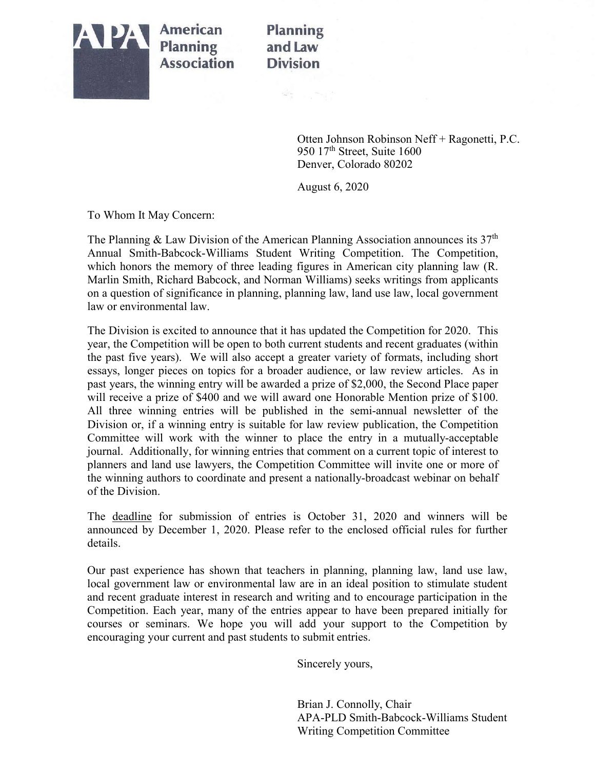**APA** American Planning Association — Planning and Law Division

Otten Johnson Robinson Neff + Ragonetti, P.C.
950 17th Street, Suite 1600
Denver, Colorado 80202

August 6, 2020

To Whom It May Concern:

The Planning & Law Division of the American Planning Association announces its 37th Annual Smith-Babcock-Williams Student Writing Competition. The Competition, which honors the memory of three leading figures in American city planning law (R. Marlin Smith, Richard Babcock, and Norman Williams) seeks writings from applicants on a question of significance in planning, planning law, land use law, local government law or environmental law.

The Division is excited to announce that it has updated the Competition for 2020. This year, the Competition will be open to both current students and recent graduates (within the past five years). We will also accept a greater variety of formats, including short essays, longer pieces on topics for a broader audience, or law review articles. As in past years, the winning entry will be awarded a prize of $2,000, the Second Place paper will receive a prize of $400 and we will award one Honorable Mention prize of $100. All three winning entries will be published in the semi-annual newsletter of the Division or, if a winning entry is suitable for law review publication, the Competition Committee will work with the winner to place the entry in a mutually-acceptable journal. Additionally, for winning entries that comment on a current topic of interest to planners and land use lawyers, the Competition Committee will invite one or more of the winning authors to coordinate and present a nationally-broadcast webinar on behalf of the Division.

The deadline for submission of entries is October 31, 2020 and winners will be announced by December 1, 2020. Please refer to the enclosed official rules for further details.

Our past experience has shown that teachers in planning, planning law, land use law, local government law or environmental law are in an ideal position to stimulate student and recent graduate interest in research and writing and to encourage participation in the Competition. Each year, many of the entries appear to have been prepared initially for courses or seminars. We hope you will add your support to the Competition by encouraging your current and past students to submit entries.

Sincerely yours,

Brian J. Connolly, Chair
APA-PLD Smith-Babcock-Williams Student Writing Competition Committee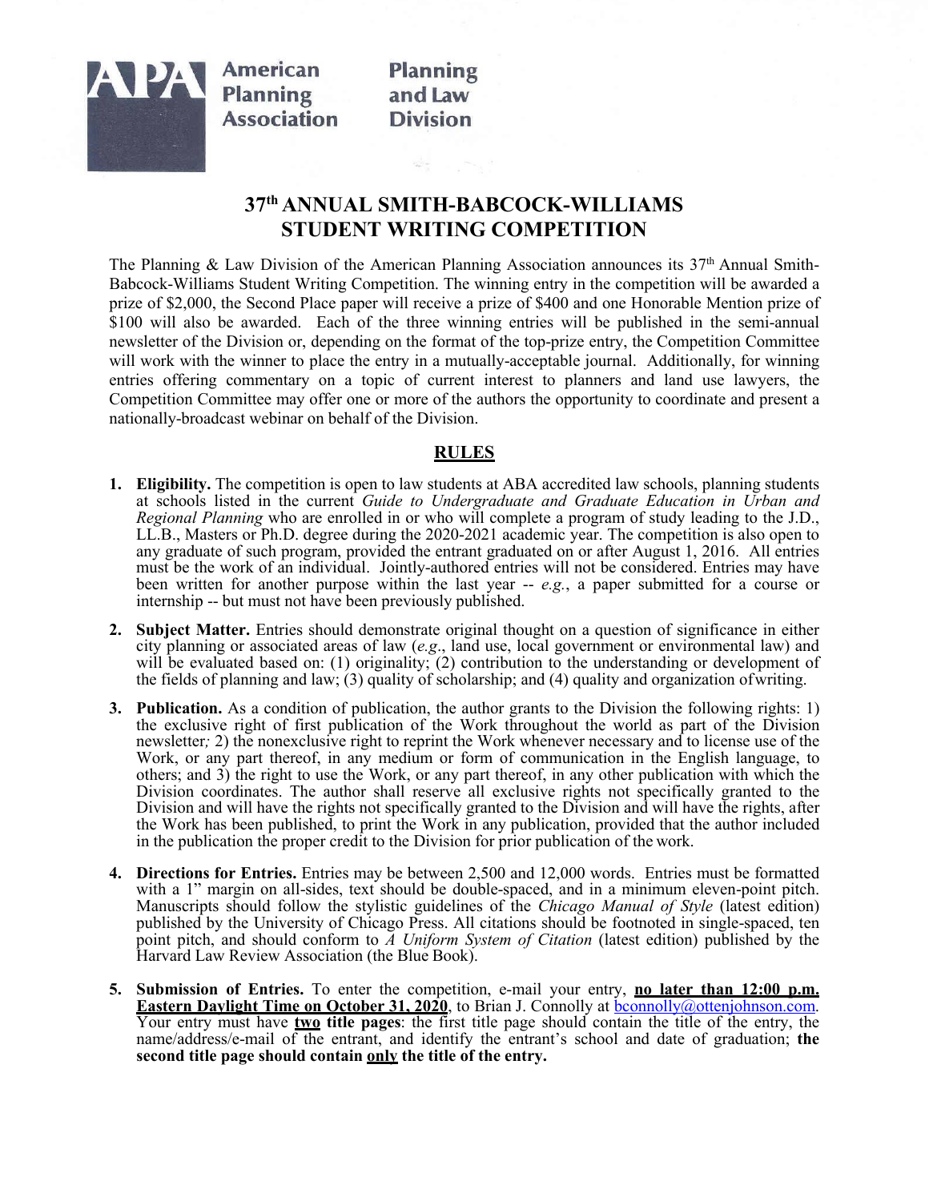**American Planning Association** **Planning and Law Division**

# 37th ANNUAL SMITH-BABCOCK-WILLIAMS STUDENT WRITING COMPETITION

The Planning & Law Division of the American Planning Association announces its 37th Annual Smith-Babcock-Williams Student Writing Competition. The winning entry in the competition will be awarded a prize of $2,000, the Second Place paper will receive a prize of $400 and one Honorable Mention prize of $100 will also be awarded. Each of the three winning entries will be published in the semi-annual newsletter of the Division or, depending on the format of the top-prize entry, the Competition Committee will work with the winner to place the entry in a mutually-acceptable journal. Additionally, for winning entries offering commentary on a topic of current interest to planners and land use lawyers, the Competition Committee may offer one or more of the authors the opportunity to coordinate and present a nationally-broadcast webinar on behalf of the Division.

## RULES

1. **Eligibility.** The competition is open to law students at ABA accredited law schools, planning students at schools listed in the current *Guide to Undergraduate and Graduate Education in Urban and Regional Planning* who are enrolled in or who will complete a program of study leading to the J.D., LL.B., Masters or Ph.D. degree during the 2020-2021 academic year. The competition is also open to any graduate of such program, provided the entrant graduated on or after August 1, 2016. All entries must be the work of an individual. Jointly-authored entries will not be considered. Entries may have been written for another purpose within the last year -- *e.g.*, a paper submitted for a course or internship -- but must not have been previously published.

2. **Subject Matter.** Entries should demonstrate original thought on a question of significance in either city planning or associated areas of law (*e.g.*, land use, local government or environmental law) and will be evaluated based on: (1) originality; (2) contribution to the understanding or development of the fields of planning and law; (3) quality of scholarship; and (4) quality and organization of writing.

3. **Publication.** As a condition of publication, the author grants to the Division the following rights: 1) the exclusive right of first publication of the Work throughout the world as part of the Division newsletter; 2) the nonexclusive right to reprint the Work whenever necessary and to license use of the Work, or any part thereof, in any medium or form of communication in the English language, to others; and 3) the right to use the Work, or any part thereof, in any other publication with which the Division coordinates. The author shall reserve all exclusive rights not specifically granted to the Division and will have the rights not specifically granted to the Division and will have the rights, after the Work has been published, to print the Work in any publication, provided that the author included in the publication the proper credit to the Division for prior publication of the work.

4. **Directions for Entries.** Entries may be between 2,500 and 12,000 words. Entries must be formatted with a 1" margin on all-sides, text should be double-spaced, and in a minimum eleven-point pitch. Manuscripts should follow the stylistic guidelines of the *Chicago Manual of Style* (latest edition) published by the University of Chicago Press. All citations should be footnoted in single-spaced, ten point pitch, and should conform to *A Uniform System of Citation* (latest edition) published by the Harvard Law Review Association (the Blue Book).

5. **Submission of Entries.** To enter the competition, e-mail your entry, **<u>no later than 12:00 p.m. Eastern Daylight Time on October 31, 2020</u>**, to Brian J. Connolly at bconnolly@ottenjohnson.com. Your entry must have **<u>two</u> title pages**: the first title page should contain the title of the entry, the name/address/e-mail of the entrant, and identify the entrant's school and date of graduation; **the second title page should contain <u>only</u> the title of the entry.**